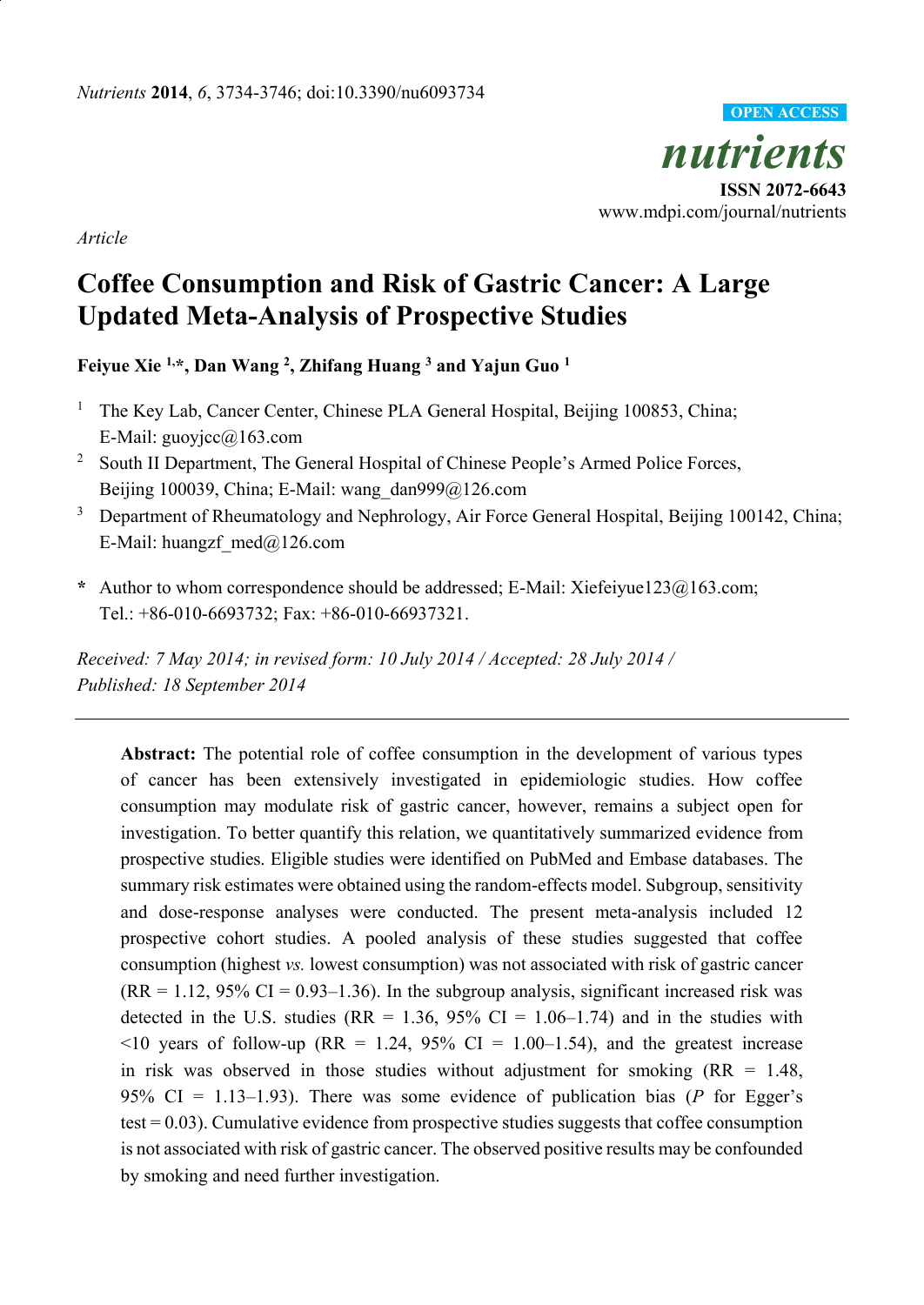*Article*

# Coffee Consumption and Risk of Gastric Cancer: A Large Updated Meta-Analysis of Prospective Studies

**Feiyue Xie [1,*], Dan Wang [2], Zhifang Huang [3] and Yajun Guo [1]**

[1] The Key Lab, Cancer Center, Chinese PLA General Hospital, Beijing 100853, China; E-Mail: guoyjcc@163.com

[2] South II Department, The General Hospital of Chinese People's Armed Police Forces, Beijing 100039, China; E-Mail: wang_dan999@126.com

[3] Department of Rheumatology and Nephrology, Air Force General Hospital, Beijing 100142, China; E-Mail: huangzf_med@126.com

\* Author to whom correspondence should be addressed; E-Mail: Xiefeiyue123@163.com; Tel.: +86-010-6693732; Fax: +86-010-66937321.

*Received: 7 May 2014; in revised form: 10 July 2014 / Accepted: 28 July 2014 / Published: 18 September 2014*

---

**Abstract:** The potential role of coffee consumption in the development of various types of cancer has been extensively investigated in epidemiologic studies. How coffee consumption may modulate risk of gastric cancer, however, remains a subject open for investigation. To better quantify this relation, we quantitatively summarized evidence from prospective studies. Eligible studies were identified on PubMed and Embase databases. The summary risk estimates were obtained using the random-effects model. Subgroup, sensitivity and dose-response analyses were conducted. The present meta-analysis included 12 prospective cohort studies. A pooled analysis of these studies suggested that coffee consumption (highest *vs.* lowest consumption) was not associated with risk of gastric cancer (RR = 1.12, 95% CI = 0.93–1.36). In the subgroup analysis, significant increased risk was detected in the U.S. studies (RR = 1.36, 95% CI = 1.06–1.74) and in the studies with <10 years of follow-up (RR = 1.24, 95% CI = 1.00–1.54), and the greatest increase in risk was observed in those studies without adjustment for smoking (RR = 1.48, 95% CI = 1.13–1.93). There was some evidence of publication bias (*P* for Egger's test = 0.03). Cumulative evidence from prospective studies suggests that coffee consumption is not associated with risk of gastric cancer. The observed positive results may be confounded by smoking and need further investigation.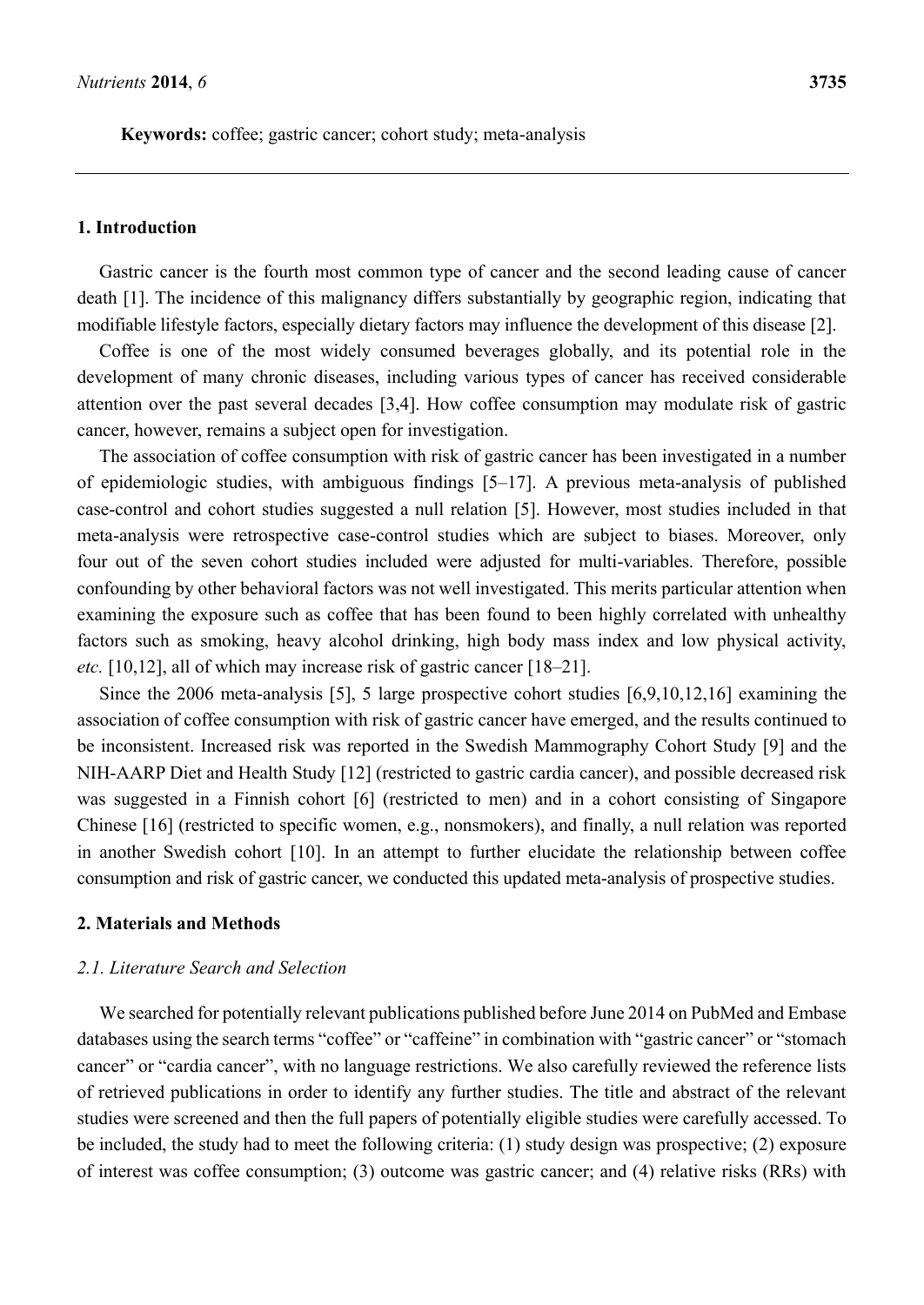**Keywords:** coffee; gastric cancer; cohort study; meta-analysis

## 1. Introduction

Gastric cancer is the fourth most common type of cancer and the second leading cause of cancer death [1]. The incidence of this malignancy differs substantially by geographic region, indicating that modifiable lifestyle factors, especially dietary factors may influence the development of this disease [2].

Coffee is one of the most widely consumed beverages globally, and its potential role in the development of many chronic diseases, including various types of cancer has received considerable attention over the past several decades [3,4]. How coffee consumption may modulate risk of gastric cancer, however, remains a subject open for investigation.

The association of coffee consumption with risk of gastric cancer has been investigated in a number of epidemiologic studies, with ambiguous findings [5–17]. A previous meta-analysis of published case-control and cohort studies suggested a null relation [5]. However, most studies included in that meta-analysis were retrospective case-control studies which are subject to biases. Moreover, only four out of the seven cohort studies included were adjusted for multi-variables. Therefore, possible confounding by other behavioral factors was not well investigated. This merits particular attention when examining the exposure such as coffee that has been found to been highly correlated with unhealthy factors such as smoking, heavy alcohol drinking, high body mass index and low physical activity, *etc.* [10,12], all of which may increase risk of gastric cancer [18–21].

Since the 2006 meta-analysis [5], 5 large prospective cohort studies [6,9,10,12,16] examining the association of coffee consumption with risk of gastric cancer have emerged, and the results continued to be inconsistent. Increased risk was reported in the Swedish Mammography Cohort Study [9] and the NIH-AARP Diet and Health Study [12] (restricted to gastric cardia cancer), and possible decreased risk was suggested in a Finnish cohort [6] (restricted to men) and in a cohort consisting of Singapore Chinese [16] (restricted to specific women, e.g., nonsmokers), and finally, a null relation was reported in another Swedish cohort [10]. In an attempt to further elucidate the relationship between coffee consumption and risk of gastric cancer, we conducted this updated meta-analysis of prospective studies.

## 2. Materials and Methods

### 2.1. Literature Search and Selection

We searched for potentially relevant publications published before June 2014 on PubMed and Embase databases using the search terms "coffee" or "caffeine" in combination with "gastric cancer" or "stomach cancer" or "cardia cancer", with no language restrictions. We also carefully reviewed the reference lists of retrieved publications in order to identify any further studies. The title and abstract of the relevant studies were screened and then the full papers of potentially eligible studies were carefully accessed. To be included, the study had to meet the following criteria: (1) study design was prospective; (2) exposure of interest was coffee consumption; (3) outcome was gastric cancer; and (4) relative risks (RRs) with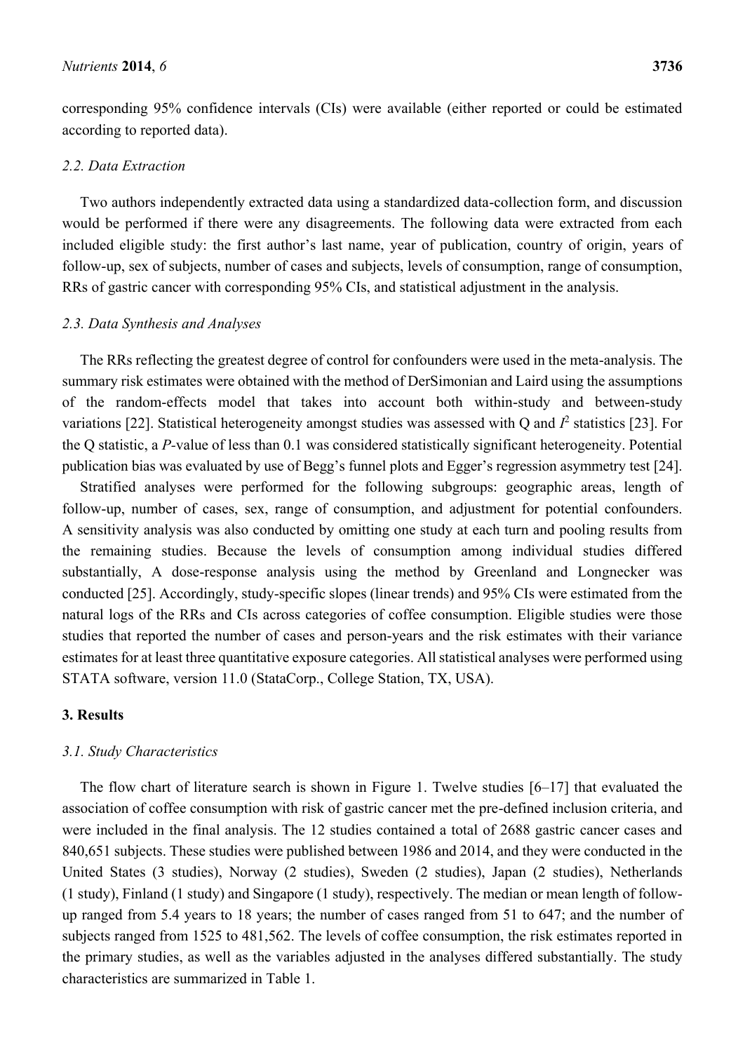corresponding 95% confidence intervals (CIs) were available (either reported or could be estimated according to reported data).

### 2.2. Data Extraction

Two authors independently extracted data using a standardized data-collection form, and discussion would be performed if there were any disagreements. The following data were extracted from each included eligible study: the first author's last name, year of publication, country of origin, years of follow-up, sex of subjects, number of cases and subjects, levels of consumption, range of consumption, RRs of gastric cancer with corresponding 95% CIs, and statistical adjustment in the analysis.

### 2.3. Data Synthesis and Analyses

The RRs reflecting the greatest degree of control for confounders were used in the meta-analysis. The summary risk estimates were obtained with the method of DerSimonian and Laird using the assumptions of the random-effects model that takes into account both within-study and between-study variations [22]. Statistical heterogeneity amongst studies was assessed with Q and $I^2$ statistics [23]. For the Q statistic, a *P*-value of less than 0.1 was considered statistically significant heterogeneity. Potential publication bias was evaluated by use of Begg's funnel plots and Egger's regression asymmetry test [24].

Stratified analyses were performed for the following subgroups: geographic areas, length of follow-up, number of cases, sex, range of consumption, and adjustment for potential confounders. A sensitivity analysis was also conducted by omitting one study at each turn and pooling results from the remaining studies. Because the levels of consumption among individual studies differed substantially, A dose-response analysis using the method by Greenland and Longnecker was conducted [25]. Accordingly, study-specific slopes (linear trends) and 95% CIs were estimated from the natural logs of the RRs and CIs across categories of coffee consumption. Eligible studies were those studies that reported the number of cases and person-years and the risk estimates with their variance estimates for at least three quantitative exposure categories. All statistical analyses were performed using STATA software, version 11.0 (StataCorp., College Station, TX, USA).

## 3. Results

### 3.1. Study Characteristics

The flow chart of literature search is shown in Figure 1. Twelve studies [6–17] that evaluated the association of coffee consumption with risk of gastric cancer met the pre-defined inclusion criteria, and were included in the final analysis. The 12 studies contained a total of 2688 gastric cancer cases and 840,651 subjects. These studies were published between 1986 and 2014, and they were conducted in the United States (3 studies), Norway (2 studies), Sweden (2 studies), Japan (2 studies), Netherlands (1 study), Finland (1 study) and Singapore (1 study), respectively. The median or mean length of follow-up ranged from 5.4 years to 18 years; the number of cases ranged from 51 to 647; and the number of subjects ranged from 1525 to 481,562. The levels of coffee consumption, the risk estimates reported in the primary studies, as well as the variables adjusted in the analyses differed substantially. The study characteristics are summarized in Table 1.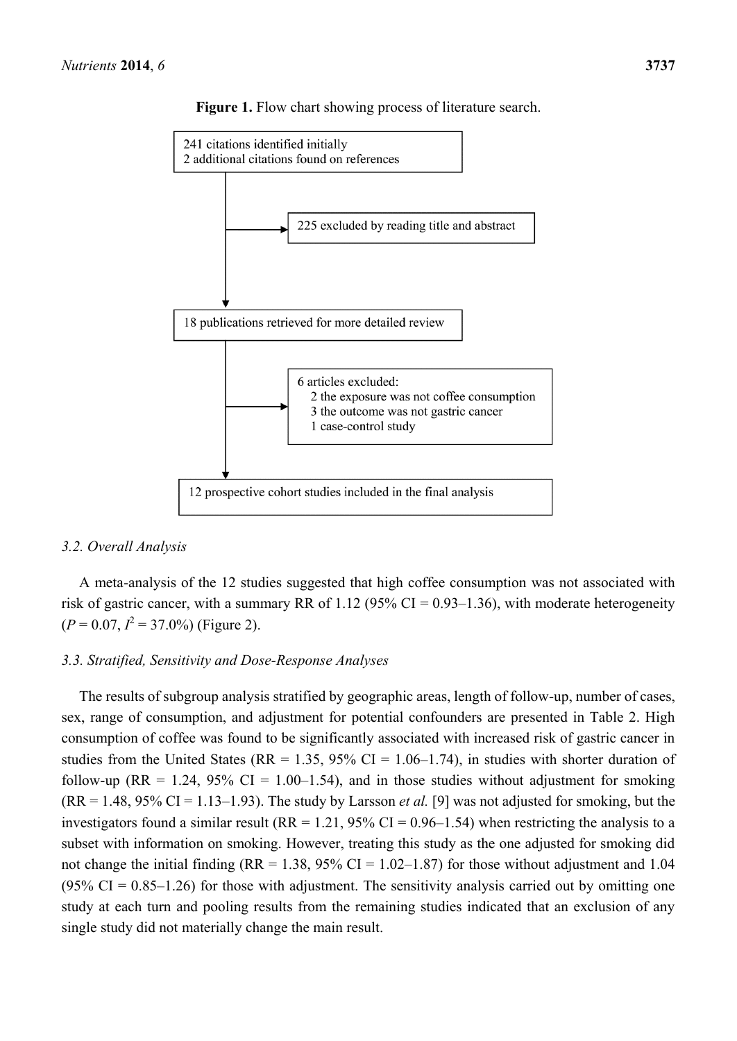**Figure 1.** Flow chart showing process of literature search.

241 citations identified initially
2 additional citations found on references

→ 225 excluded by reading title and abstract

18 publications retrieved for more detailed review

→ 6 articles excluded:
- 2 the exposure was not coffee consumption
- 3 the outcome was not gastric cancer
- 1 case-control study

12 prospective cohort studies included in the final analysis

### 3.2. Overall Analysis

A meta-analysis of the 12 studies suggested that high coffee consumption was not associated with risk of gastric cancer, with a summary RR of 1.12 (95% CI = 0.93–1.36), with moderate heterogeneity ($P = 0.07$, $I^2 = 37.0\%$) (Figure 2).

### 3.3. Stratified, Sensitivity and Dose-Response Analyses

The results of subgroup analysis stratified by geographic areas, length of follow-up, number of cases, sex, range of consumption, and adjustment for potential confounders are presented in Table 2. High consumption of coffee was found to be significantly associated with increased risk of gastric cancer in studies from the United States (RR = 1.35, 95% CI = 1.06–1.74), in studies with shorter duration of follow-up (RR = 1.24, 95% CI = 1.00–1.54), and in those studies without adjustment for smoking (RR = 1.48, 95% CI = 1.13–1.93). The study by Larsson *et al.* [9] was not adjusted for smoking, but the investigators found a similar result (RR = 1.21, 95% CI = 0.96–1.54) when restricting the analysis to a subset with information on smoking. However, treating this study as the one adjusted for smoking did not change the initial finding (RR = 1.38, 95% CI = 1.02–1.87) for those without adjustment and 1.04 (95% CI = 0.85–1.26) for those with adjustment. The sensitivity analysis carried out by omitting one study at each turn and pooling results from the remaining studies indicated that an exclusion of any single study did not materially change the main result.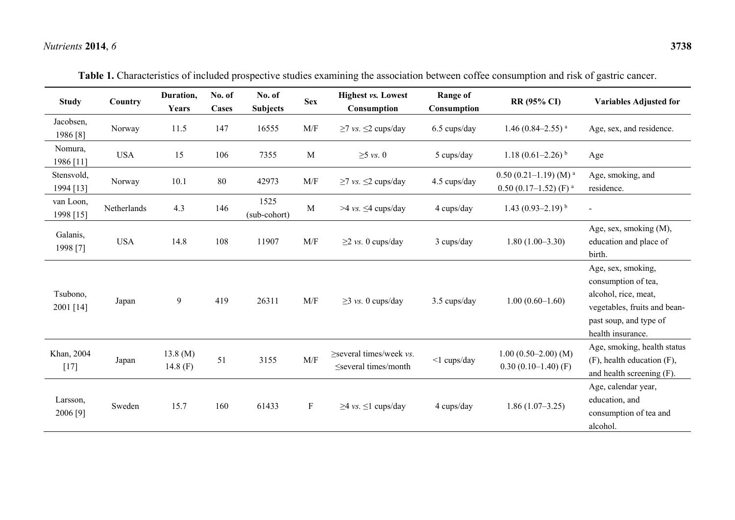**Table 1.** Characteristics of included prospective studies examining the association between coffee consumption and risk of gastric cancer.

| Study | Country | Duration, Years | No. of Cases | No. of Subjects | Sex | Highest *vs.* Lowest Consumption | Range of Consumption | RR (95% CI) | Variables Adjusted for |
|---|---|---|---|---|---|---|---|---|---|
| Jacobsen, 1986 [8] | Norway | 11.5 | 147 | 16555 | M/F | ≥7 *vs.* ≤2 cups/day | 6.5 cups/day | 1.46 (0.84–2.55) [a] | Age, sex, and residence. |
| Nomura, 1986 [11] | USA | 15 | 106 | 7355 | M | ≥5 *vs.* 0 | 5 cups/day | 1.18 (0.61–2.26) [b] | Age |
| Stensvold, 1994 [13] | Norway | 10.1 | 80 | 42973 | M/F | ≥7 *vs.* ≤2 cups/day | 4.5 cups/day | 0.50 (0.21–1.19) (M) [a] 0.50 (0.17–1.52) (F) [a] | Age, smoking, and residence. |
| van Loon, 1998 [15] | Netherlands | 4.3 | 146 | 1525 (sub-cohort) | M | >4 *vs.* ≤4 cups/day | 4 cups/day | 1.43 (0.93–2.19) [b] | - |
| Galanis, 1998 [7] | USA | 14.8 | 108 | 11907 | M/F | ≥2 *vs.* 0 cups/day | 3 cups/day | 1.80 (1.00–3.30) | Age, sex, smoking (M), education and place of birth. |
| Tsubono, 2001 [14] | Japan | 9 | 419 | 26311 | M/F | ≥3 *vs.* 0 cups/day | 3.5 cups/day | 1.00 (0.60–1.60) | Age, sex, smoking, consumption of tea, alcohol, rice, meat, vegetables, fruits and bean-past soup, and type of health insurance. |
| Khan, 2004 [17] | Japan | 13.8 (M) 14.8 (F) | 51 | 3155 | M/F | ≥several times/week *vs.* ≤several times/month | <1 cups/day | 1.00 (0.50–2.00) (M) 0.30 (0.10–1.40) (F) | Age, smoking, health status (F), health education (F), and health screening (F). |
| Larsson, 2006 [9] | Sweden | 15.7 | 160 | 61433 | F | ≥4 *vs.* ≤1 cups/day | 4 cups/day | 1.86 (1.07–3.25) | Age, calendar year, education, and consumption of tea and alcohol. |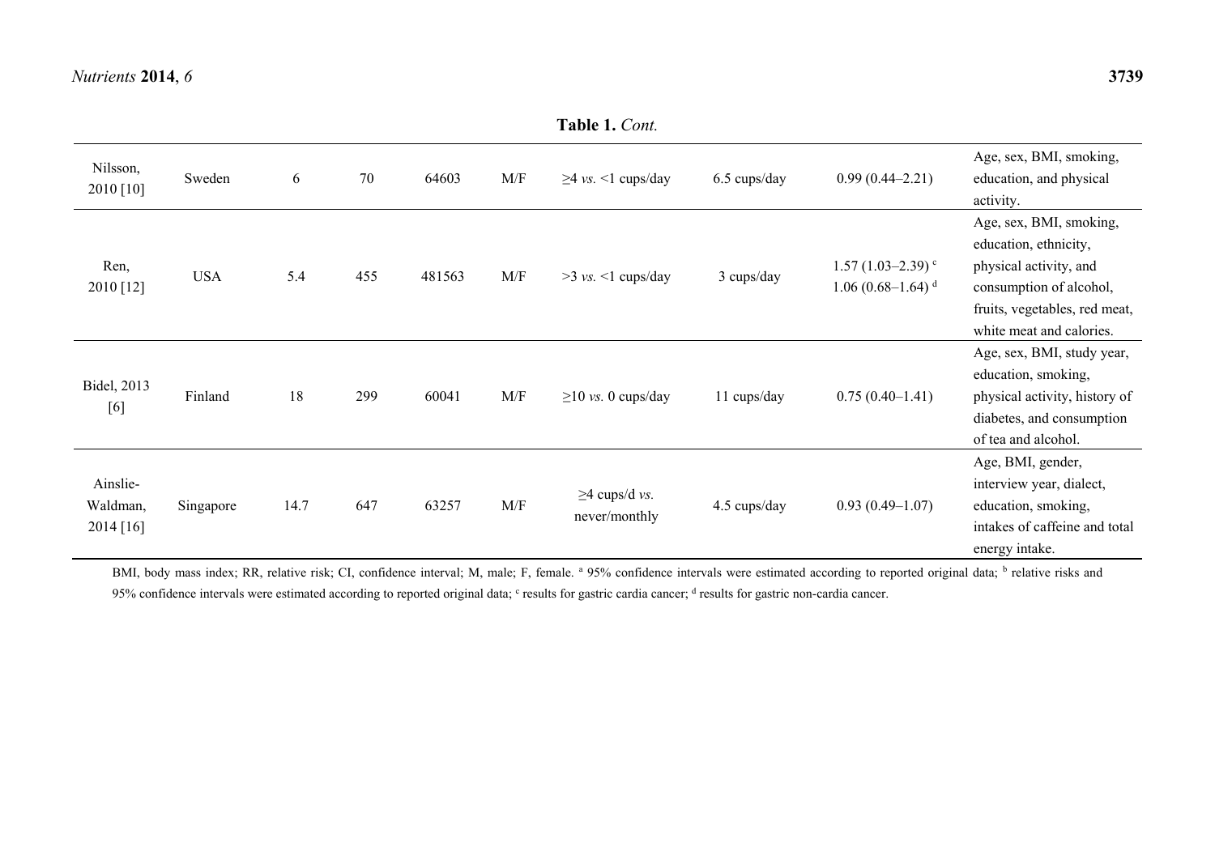**Table 1.** *Cont.*

| | | | | | | | | | |
|---|---|---|---|---|---|---|---|---|---|
| Nilsson, 2010 [10] | Sweden | 6 | 70 | 64603 | M/F | ≥4 *vs.* <1 cups/day | 6.5 cups/day | 0.99 (0.44–2.21) | Age, sex, BMI, smoking, education, and physical activity. |
| Ren, 2010 [12] | USA | 5.4 | 455 | 481563 | M/F | >3 *vs.* <1 cups/day | 3 cups/day | 1.57 (1.03–2.39) [c] 1.06 (0.68–1.64) [d] | Age, sex, BMI, smoking, education, ethnicity, physical activity, and consumption of alcohol, fruits, vegetables, red meat, white meat and calories. |
| Bidel, 2013 [6] | Finland | 18 | 299 | 60041 | M/F | ≥10 *vs.* 0 cups/day | 11 cups/day | 0.75 (0.40–1.41) | Age, sex, BMI, study year, education, smoking, physical activity, history of diabetes, and consumption of tea and alcohol. |
| Ainslie-Waldman, 2014 [16] | Singapore | 14.7 | 647 | 63257 | M/F | ≥4 cups/d *vs.* never/monthly | 4.5 cups/day | 0.93 (0.49–1.07) | Age, BMI, gender, interview year, dialect, education, smoking, intakes of caffeine and total energy intake. |

BMI, body mass index; RR, relative risk; CI, confidence interval; M, male; F, female. [a] 95% confidence intervals were estimated according to reported original data; [b] relative risks and 95% confidence intervals were estimated according to reported original data; [c] results for gastric cardia cancer; [d] results for gastric non-cardia cancer.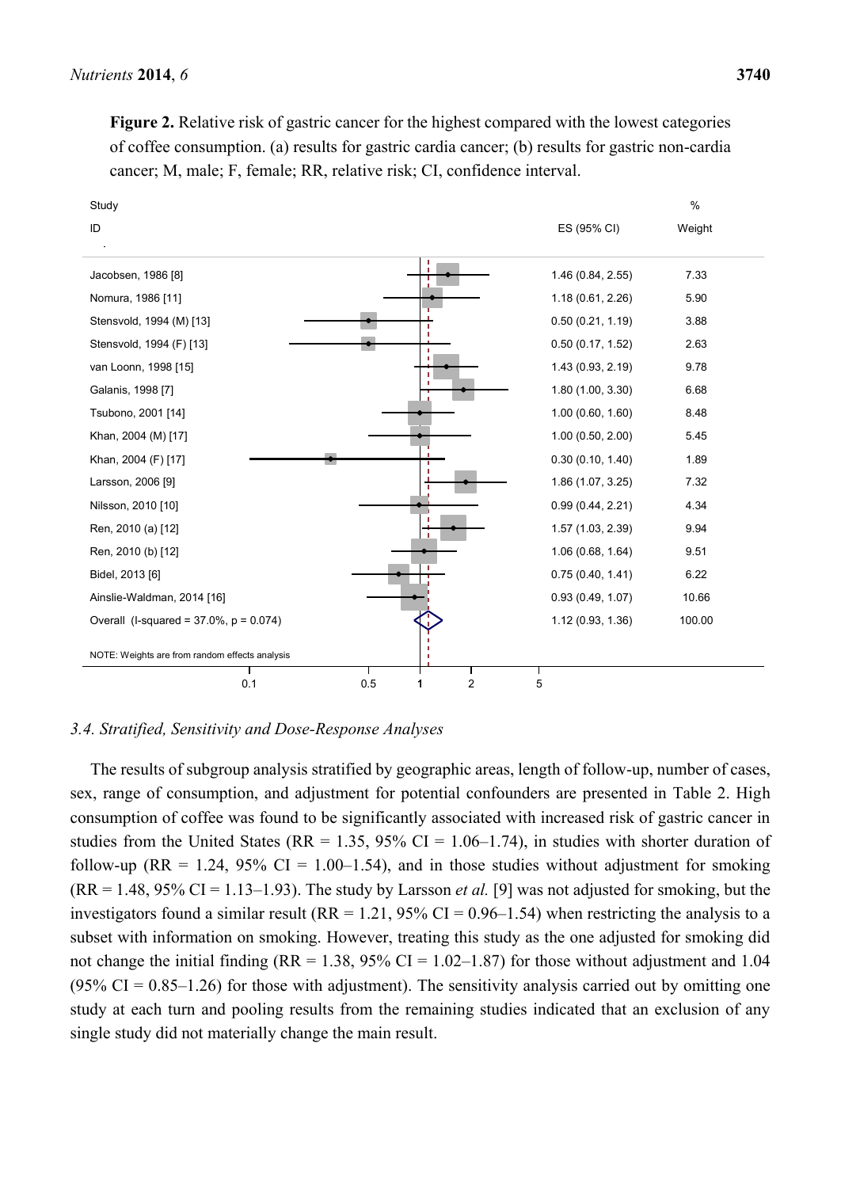**Figure 2.** Relative risk of gastric cancer for the highest compared with the lowest categories of coffee consumption. (a) results for gastric cardia cancer; (b) results for gastric non-cardia cancer; M, male; F, female; RR, relative risk; CI, confidence interval.

| Study ID | ES (95% CI) | % Weight |
|---|---|---|
| Jacobsen, 1986 [8] | 1.46 (0.84, 2.55) | 7.33 |
| Nomura, 1986 [11] | 1.18 (0.61, 2.26) | 5.90 |
| Stensvold, 1994 (M) [13] | 0.50 (0.21, 1.19) | 3.88 |
| Stensvold, 1994 (F) [13] | 0.50 (0.17, 1.52) | 2.63 |
| van Loonn, 1998 [15] | 1.43 (0.93, 2.19) | 9.78 |
| Galanis, 1998 [7] | 1.80 (1.00, 3.30) | 6.68 |
| Tsubono, 2001 [14] | 1.00 (0.60, 1.60) | 8.48 |
| Khan, 2004 (M) [17] | 1.00 (0.50, 2.00) | 5.45 |
| Khan, 2004 (F) [17] | 0.30 (0.10, 1.40) | 1.89 |
| Larsson, 2006 [9] | 1.86 (1.07, 3.25) | 7.32 |
| Nilsson, 2010 [10] | 0.99 (0.44, 2.21) | 4.34 |
| Ren, 2010 (a) [12] | 1.57 (1.03, 2.39) | 9.94 |
| Ren, 2010 (b) [12] | 1.06 (0.68, 1.64) | 9.51 |
| Bidel, 2013 [6] | 0.75 (0.40, 1.41) | 6.22 |
| Ainslie-Waldman, 2014 [16] | 0.93 (0.49, 1.07) | 10.66 |
| Overall (I-squared = 37.0%, p = 0.074) | 1.12 (0.93, 1.36) | 100.00 |

NOTE: Weights are from random effects analysis

### 3.4. Stratified, Sensitivity and Dose-Response Analyses

The results of subgroup analysis stratified by geographic areas, length of follow-up, number of cases, sex, range of consumption, and adjustment for potential confounders are presented in Table 2. High consumption of coffee was found to be significantly associated with increased risk of gastric cancer in studies from the United States (RR = 1.35, 95% CI = 1.06–1.74), in studies with shorter duration of follow-up (RR = 1.24, 95% CI = 1.00–1.54), and in those studies without adjustment for smoking (RR = 1.48, 95% CI = 1.13–1.93). The study by Larsson *et al.* [9] was not adjusted for smoking, but the investigators found a similar result (RR = 1.21, 95% CI = 0.96–1.54) when restricting the analysis to a subset with information on smoking. However, treating this study as the one adjusted for smoking did not change the initial finding (RR = 1.38, 95% CI = 1.02–1.87) for those without adjustment and 1.04 (95% CI = 0.85–1.26) for those with adjustment). The sensitivity analysis carried out by omitting one study at each turn and pooling results from the remaining studies indicated that an exclusion of any single study did not materially change the main result.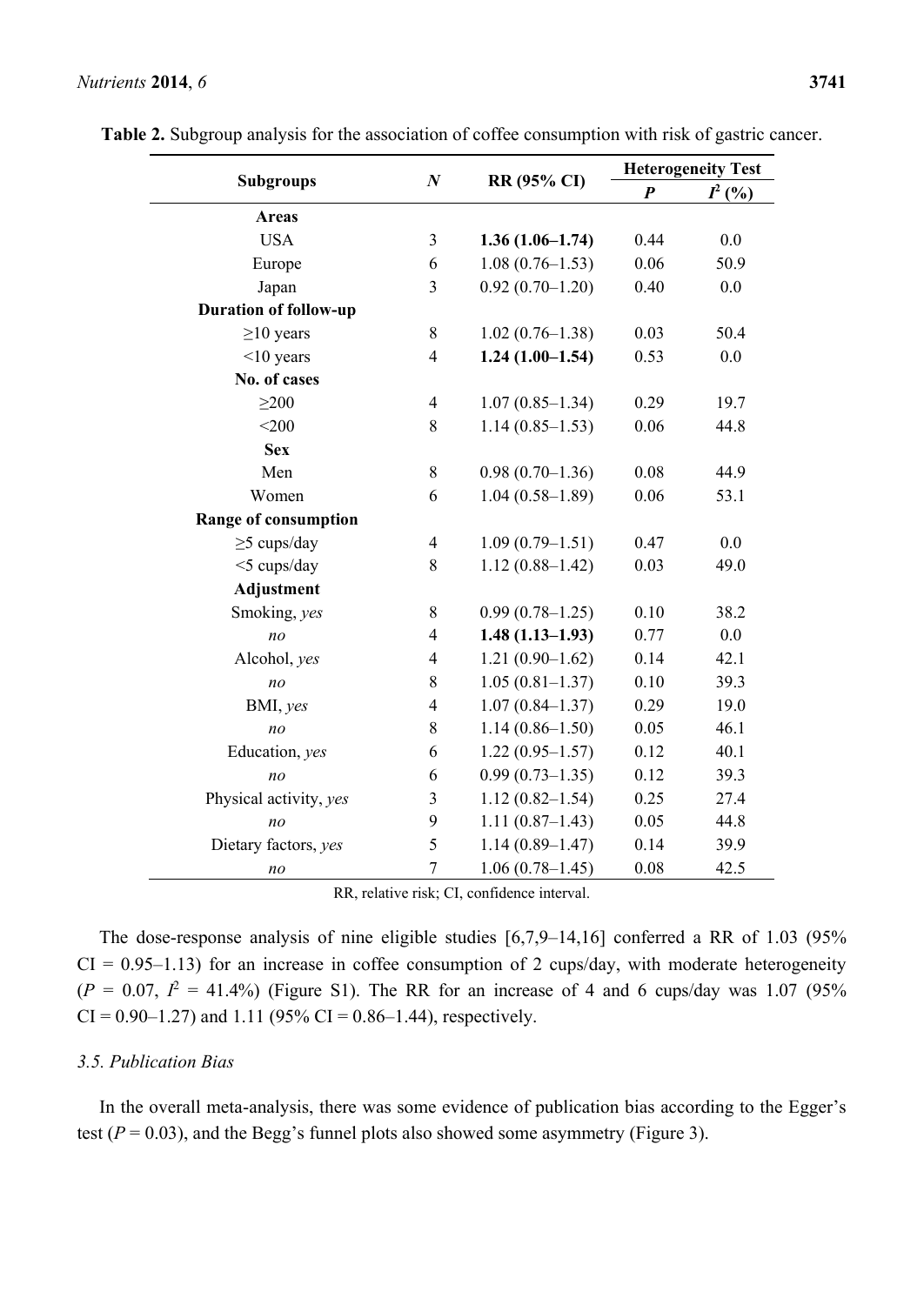**Table 2.** Subgroup analysis for the association of coffee consumption with risk of gastric cancer.

| Subgroups | $N$ | RR (95% CI) | Heterogeneity Test | |
|---|---|---|---|---|
| | | | $P$ | $I^2$ (%) |
| **Areas** | | | | |
| USA | 3 | **1.36 (1.06–1.74)** | 0.44 | 0.0 |
| Europe | 6 | 1.08 (0.76–1.53) | 0.06 | 50.9 |
| Japan | 3 | 0.92 (0.70–1.20) | 0.40 | 0.0 |
| **Duration of follow-up** | | | | |
| ≥10 years | 8 | 1.02 (0.76–1.38) | 0.03 | 50.4 |
| <10 years | 4 | **1.24 (1.00–1.54)** | 0.53 | 0.0 |
| **No. of cases** | | | | |
| ≥200 | 4 | 1.07 (0.85–1.34) | 0.29 | 19.7 |
| <200 | 8 | 1.14 (0.85–1.53) | 0.06 | 44.8 |
| **Sex** | | | | |
| Men | 8 | 0.98 (0.70–1.36) | 0.08 | 44.9 |
| Women | 6 | 1.04 (0.58–1.89) | 0.06 | 53.1 |
| **Range of consumption** | | | | |
| ≥5 cups/day | 4 | 1.09 (0.79–1.51) | 0.47 | 0.0 |
| <5 cups/day | 8 | 1.12 (0.88–1.42) | 0.03 | 49.0 |
| **Adjustment** | | | | |
| Smoking, *yes* | 8 | 0.99 (0.78–1.25) | 0.10 | 38.2 |
| *no* | 4 | **1.48 (1.13–1.93)** | 0.77 | 0.0 |
| Alcohol, *yes* | 4 | 1.21 (0.90–1.62) | 0.14 | 42.1 |
| *no* | 8 | 1.05 (0.81–1.37) | 0.10 | 39.3 |
| BMI, *yes* | 4 | 1.07 (0.84–1.37) | 0.29 | 19.0 |
| *no* | 8 | 1.14 (0.86–1.50) | 0.05 | 46.1 |
| Education, *yes* | 6 | 1.22 (0.95–1.57) | 0.12 | 40.1 |
| *no* | 6 | 0.99 (0.73–1.35) | 0.12 | 39.3 |
| Physical activity, *yes* | 3 | 1.12 (0.82–1.54) | 0.25 | 27.4 |
| *no* | 9 | 1.11 (0.87–1.43) | 0.05 | 44.8 |
| Dietary factors, *yes* | 5 | 1.14 (0.89–1.47) | 0.14 | 39.9 |
| *no* | 7 | 1.06 (0.78–1.45) | 0.08 | 42.5 |

RR, relative risk; CI, confidence interval.

The dose-response analysis of nine eligible studies [6,7,9–14,16] conferred a RR of 1.03 (95% CI = 0.95–1.13) for an increase in coffee consumption of 2 cups/day, with moderate heterogeneity ($P$ = 0.07, $I^2$ = 41.4%) (Figure S1). The RR for an increase of 4 and 6 cups/day was 1.07 (95% CI = 0.90–1.27) and 1.11 (95% CI = 0.86–1.44), respectively.

### *3.5. Publication Bias*

In the overall meta-analysis, there was some evidence of publication bias according to the Egger's test ($P$ = 0.03), and the Begg's funnel plots also showed some asymmetry (Figure 3).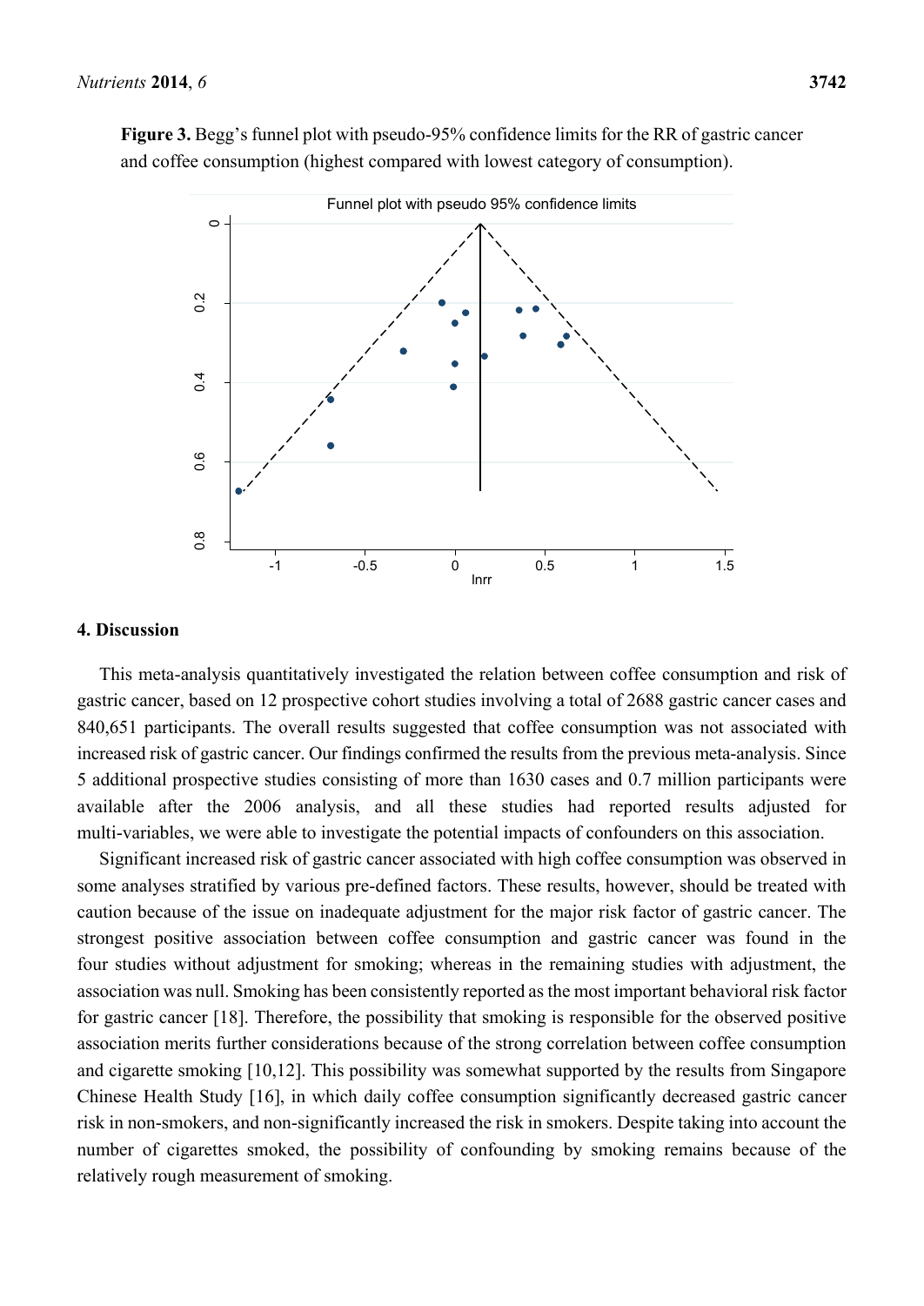**Figure 3.** Begg's funnel plot with pseudo-95% confidence limits for the RR of gastric cancer and coffee consumption (highest compared with lowest category of consumption).

## 4. Discussion

This meta-analysis quantitatively investigated the relation between coffee consumption and risk of gastric cancer, based on 12 prospective cohort studies involving a total of 2688 gastric cancer cases and 840,651 participants. The overall results suggested that coffee consumption was not associated with increased risk of gastric cancer. Our findings confirmed the results from the previous meta-analysis. Since 5 additional prospective studies consisting of more than 1630 cases and 0.7 million participants were available after the 2006 analysis, and all these studies had reported results adjusted for multi-variables, we were able to investigate the potential impacts of confounders on this association.

Significant increased risk of gastric cancer associated with high coffee consumption was observed in some analyses stratified by various pre-defined factors. These results, however, should be treated with caution because of the issue on inadequate adjustment for the major risk factor of gastric cancer. The strongest positive association between coffee consumption and gastric cancer was found in the four studies without adjustment for smoking; whereas in the remaining studies with adjustment, the association was null. Smoking has been consistently reported as the most important behavioral risk factor for gastric cancer [18]. Therefore, the possibility that smoking is responsible for the observed positive association merits further considerations because of the strong correlation between coffee consumption and cigarette smoking [10,12]. This possibility was somewhat supported by the results from Singapore Chinese Health Study [16], in which daily coffee consumption significantly decreased gastric cancer risk in non-smokers, and non-significantly increased the risk in smokers. Despite taking into account the number of cigarettes smoked, the possibility of confounding by smoking remains because of the relatively rough measurement of smoking.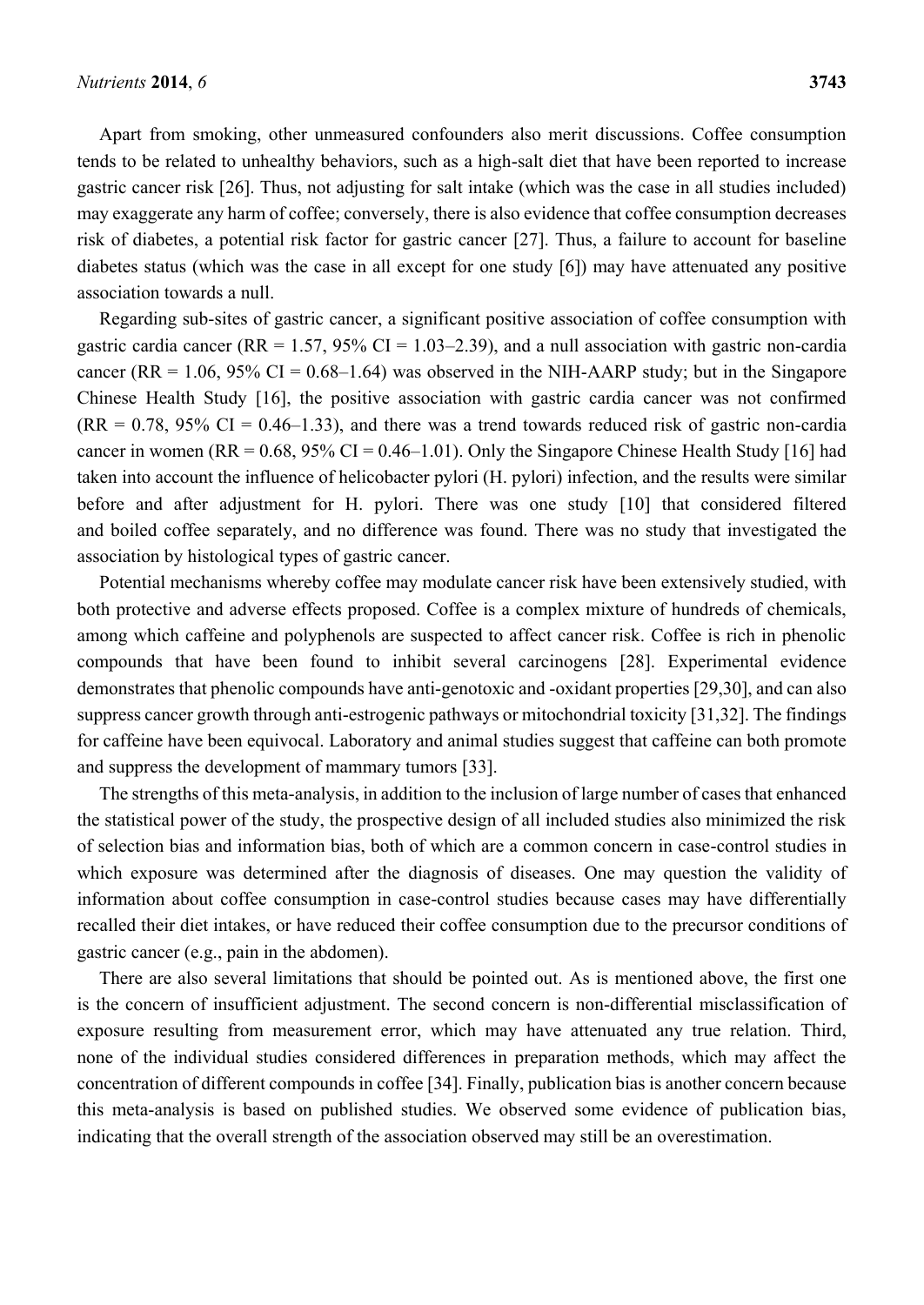Apart from smoking, other unmeasured confounders also merit discussions. Coffee consumption tends to be related to unhealthy behaviors, such as a high-salt diet that have been reported to increase gastric cancer risk [26]. Thus, not adjusting for salt intake (which was the case in all studies included) may exaggerate any harm of coffee; conversely, there is also evidence that coffee consumption decreases risk of diabetes, a potential risk factor for gastric cancer [27]. Thus, a failure to account for baseline diabetes status (which was the case in all except for one study [6]) may have attenuated any positive association towards a null.

Regarding sub-sites of gastric cancer, a significant positive association of coffee consumption with gastric cardia cancer (RR = 1.57, 95% CI = 1.03–2.39), and a null association with gastric non-cardia cancer (RR = 1.06, 95% CI = 0.68–1.64) was observed in the NIH-AARP study; but in the Singapore Chinese Health Study [16], the positive association with gastric cardia cancer was not confirmed (RR = 0.78, 95% CI = 0.46–1.33), and there was a trend towards reduced risk of gastric non-cardia cancer in women (RR = 0.68, 95% CI = 0.46–1.01). Only the Singapore Chinese Health Study [16] had taken into account the influence of helicobacter pylori (H. pylori) infection, and the results were similar before and after adjustment for H. pylori. There was one study [10] that considered filtered and boiled coffee separately, and no difference was found. There was no study that investigated the association by histological types of gastric cancer.

Potential mechanisms whereby coffee may modulate cancer risk have been extensively studied, with both protective and adverse effects proposed. Coffee is a complex mixture of hundreds of chemicals, among which caffeine and polyphenols are suspected to affect cancer risk. Coffee is rich in phenolic compounds that have been found to inhibit several carcinogens [28]. Experimental evidence demonstrates that phenolic compounds have anti-genotoxic and -oxidant properties [29,30], and can also suppress cancer growth through anti-estrogenic pathways or mitochondrial toxicity [31,32]. The findings for caffeine have been equivocal. Laboratory and animal studies suggest that caffeine can both promote and suppress the development of mammary tumors [33].

The strengths of this meta-analysis, in addition to the inclusion of large number of cases that enhanced the statistical power of the study, the prospective design of all included studies also minimized the risk of selection bias and information bias, both of which are a common concern in case-control studies in which exposure was determined after the diagnosis of diseases. One may question the validity of information about coffee consumption in case-control studies because cases may have differentially recalled their diet intakes, or have reduced their coffee consumption due to the precursor conditions of gastric cancer (e.g., pain in the abdomen).

There are also several limitations that should be pointed out. As is mentioned above, the first one is the concern of insufficient adjustment. The second concern is non-differential misclassification of exposure resulting from measurement error, which may have attenuated any true relation. Third, none of the individual studies considered differences in preparation methods, which may affect the concentration of different compounds in coffee [34]. Finally, publication bias is another concern because this meta-analysis is based on published studies. We observed some evidence of publication bias, indicating that the overall strength of the association observed may still be an overestimation.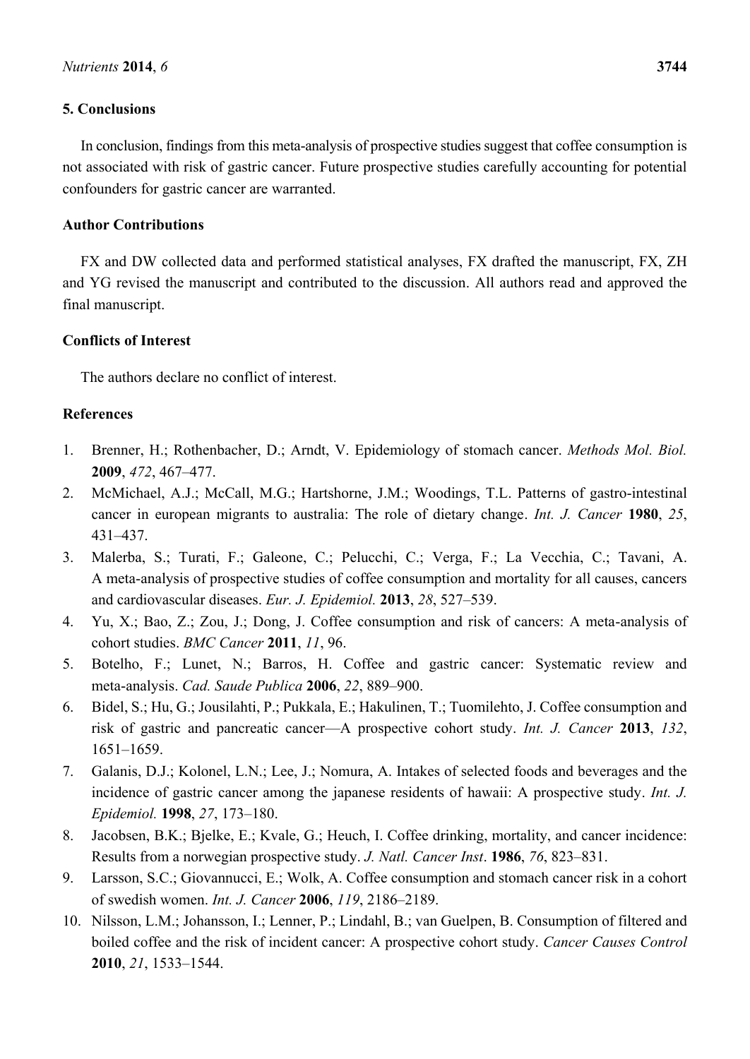## 5. Conclusions

In conclusion, findings from this meta-analysis of prospective studies suggest that coffee consumption is not associated with risk of gastric cancer. Future prospective studies carefully accounting for potential confounders for gastric cancer are warranted.

## Author Contributions

FX and DW collected data and performed statistical analyses, FX drafted the manuscript, FX, ZH and YG revised the manuscript and contributed to the discussion. All authors read and approved the final manuscript.

## Conflicts of Interest

The authors declare no conflict of interest.

## References

1. Brenner, H.; Rothenbacher, D.; Arndt, V. Epidemiology of stomach cancer. *Methods Mol. Biol.* **2009**, *472*, 467–477.
2. McMichael, A.J.; McCall, M.G.; Hartshorne, J.M.; Woodings, T.L. Patterns of gastro-intestinal cancer in european migrants to australia: The role of dietary change. *Int. J. Cancer* **1980**, *25*, 431–437.
3. Malerba, S.; Turati, F.; Galeone, C.; Pelucchi, C.; Verga, F.; La Vecchia, C.; Tavani, A. A meta-analysis of prospective studies of coffee consumption and mortality for all causes, cancers and cardiovascular diseases. *Eur. J. Epidemiol.* **2013**, *28*, 527–539.
4. Yu, X.; Bao, Z.; Zou, J.; Dong, J. Coffee consumption and risk of cancers: A meta-analysis of cohort studies. *BMC Cancer* **2011**, *11*, 96.
5. Botelho, F.; Lunet, N.; Barros, H. Coffee and gastric cancer: Systematic review and meta-analysis. *Cad. Saude Publica* **2006**, *22*, 889–900.
6. Bidel, S.; Hu, G.; Jousilahti, P.; Pukkala, E.; Hakulinen, T.; Tuomilehto, J. Coffee consumption and risk of gastric and pancreatic cancer—A prospective cohort study. *Int. J. Cancer* **2013**, *132*, 1651–1659.
7. Galanis, D.J.; Kolonel, L.N.; Lee, J.; Nomura, A. Intakes of selected foods and beverages and the incidence of gastric cancer among the japanese residents of hawaii: A prospective study. *Int. J. Epidemiol.* **1998**, *27*, 173–180.
8. Jacobsen, B.K.; Bjelke, E.; Kvale, G.; Heuch, I. Coffee drinking, mortality, and cancer incidence: Results from a norwegian prospective study. *J. Natl. Cancer Inst*. **1986**, *76*, 823–831.
9. Larsson, S.C.; Giovannucci, E.; Wolk, A. Coffee consumption and stomach cancer risk in a cohort of swedish women. *Int. J. Cancer* **2006**, *119*, 2186–2189.
10. Nilsson, L.M.; Johansson, I.; Lenner, P.; Lindahl, B.; van Guelpen, B. Consumption of filtered and boiled coffee and the risk of incident cancer: A prospective cohort study. *Cancer Causes Control* **2010**, *21*, 1533–1544.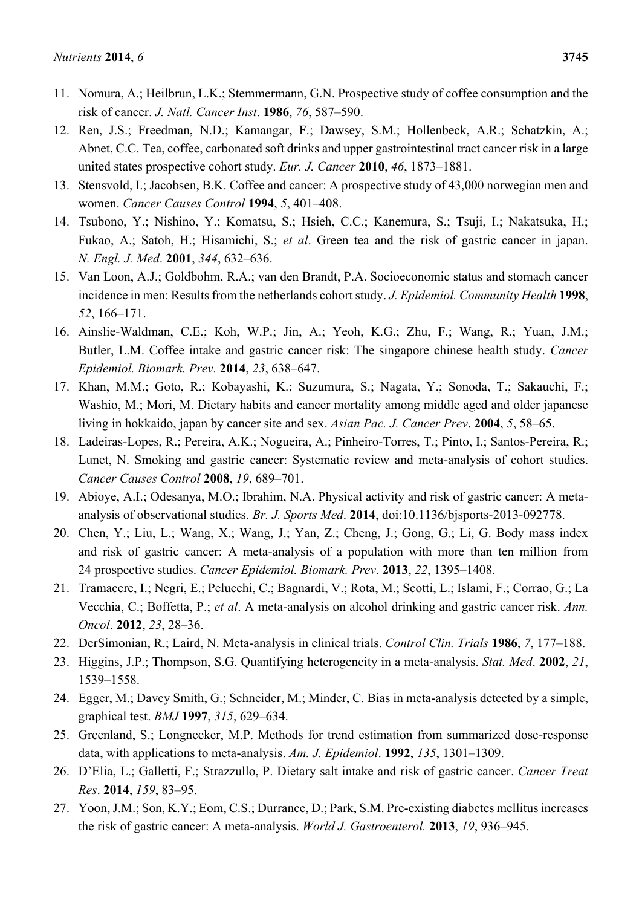11. Nomura, A.; Heilbrun, L.K.; Stemmermann, G.N. Prospective study of coffee consumption and the risk of cancer. *J. Natl. Cancer Inst*. **1986**, *76*, 587–590.
12. Ren, J.S.; Freedman, N.D.; Kamangar, F.; Dawsey, S.M.; Hollenbeck, A.R.; Schatzkin, A.; Abnet, C.C. Tea, coffee, carbonated soft drinks and upper gastrointestinal tract cancer risk in a large united states prospective cohort study. *Eur. J. Cancer* **2010**, *46*, 1873–1881.
13. Stensvold, I.; Jacobsen, B.K. Coffee and cancer: A prospective study of 43,000 norwegian men and women. *Cancer Causes Control* **1994**, *5*, 401–408.
14. Tsubono, Y.; Nishino, Y.; Komatsu, S.; Hsieh, C.C.; Kanemura, S.; Tsuji, I.; Nakatsuka, H.; Fukao, A.; Satoh, H.; Hisamichi, S.; *et al*. Green tea and the risk of gastric cancer in japan. *N. Engl. J. Med*. **2001**, *344*, 632–636.
15. Van Loon, A.J.; Goldbohm, R.A.; van den Brandt, P.A. Socioeconomic status and stomach cancer incidence in men: Results from the netherlands cohort study. *J. Epidemiol. Community Health* **1998**, *52*, 166–171.
16. Ainslie-Waldman, C.E.; Koh, W.P.; Jin, A.; Yeoh, K.G.; Zhu, F.; Wang, R.; Yuan, J.M.; Butler, L.M. Coffee intake and gastric cancer risk: The singapore chinese health study. *Cancer Epidemiol. Biomark. Prev.* **2014**, *23*, 638–647.
17. Khan, M.M.; Goto, R.; Kobayashi, K.; Suzumura, S.; Nagata, Y.; Sonoda, T.; Sakauchi, F.; Washio, M.; Mori, M. Dietary habits and cancer mortality among middle aged and older japanese living in hokkaido, japan by cancer site and sex. *Asian Pac. J. Cancer Prev*. **2004**, *5*, 58–65.
18. Ladeiras-Lopes, R.; Pereira, A.K.; Nogueira, A.; Pinheiro-Torres, T.; Pinto, I.; Santos-Pereira, R.; Lunet, N. Smoking and gastric cancer: Systematic review and meta-analysis of cohort studies. *Cancer Causes Control* **2008**, *19*, 689–701.
19. Abioye, A.I.; Odesanya, M.O.; Ibrahim, N.A. Physical activity and risk of gastric cancer: A meta-analysis of observational studies. *Br. J. Sports Med*. **2014**, doi:10.1136/bjsports-2013-092778.
20. Chen, Y.; Liu, L.; Wang, X.; Wang, J.; Yan, Z.; Cheng, J.; Gong, G.; Li, G. Body mass index and risk of gastric cancer: A meta-analysis of a population with more than ten million from 24 prospective studies. *Cancer Epidemiol. Biomark. Prev*. **2013**, *22*, 1395–1408.
21. Tramacere, I.; Negri, E.; Pelucchi, C.; Bagnardi, V.; Rota, M.; Scotti, L.; Islami, F.; Corrao, G.; La Vecchia, C.; Boffetta, P.; *et al*. A meta-analysis on alcohol drinking and gastric cancer risk. *Ann. Oncol*. **2012**, *23*, 28–36.
22. DerSimonian, R.; Laird, N. Meta-analysis in clinical trials. *Control Clin. Trials* **1986**, *7*, 177–188.
23. Higgins, J.P.; Thompson, S.G. Quantifying heterogeneity in a meta-analysis. *Stat. Med*. **2002**, *21*, 1539–1558.
24. Egger, M.; Davey Smith, G.; Schneider, M.; Minder, C. Bias in meta-analysis detected by a simple, graphical test. *BMJ* **1997**, *315*, 629–634.
25. Greenland, S.; Longnecker, M.P. Methods for trend estimation from summarized dose-response data, with applications to meta-analysis. *Am. J. Epidemiol*. **1992**, *135*, 1301–1309.
26. D'Elia, L.; Galletti, F.; Strazzullo, P. Dietary salt intake and risk of gastric cancer. *Cancer Treat Res*. **2014**, *159*, 83–95.
27. Yoon, J.M.; Son, K.Y.; Eom, C.S.; Durrance, D.; Park, S.M. Pre-existing diabetes mellitus increases the risk of gastric cancer: A meta-analysis. *World J. Gastroenterol.* **2013**, *19*, 936–945.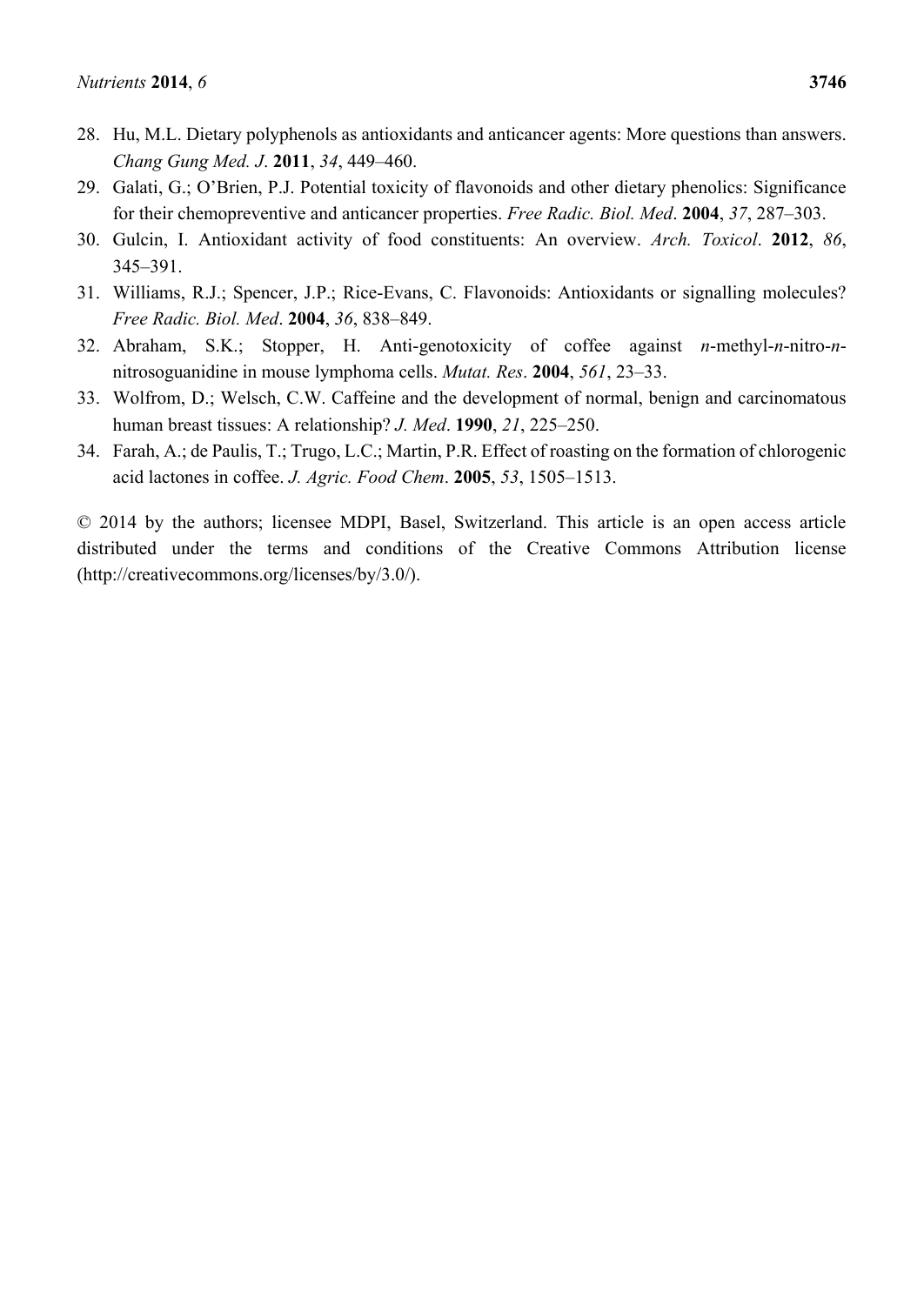28. Hu, M.L. Dietary polyphenols as antioxidants and anticancer agents: More questions than answers. *Chang Gung Med. J*. **2011**, *34*, 449–460.
29. Galati, G.; O'Brien, P.J. Potential toxicity of flavonoids and other dietary phenolics: Significance for their chemopreventive and anticancer properties. *Free Radic. Biol. Med*. **2004**, *37*, 287–303.
30. Gulcin, I. Antioxidant activity of food constituents: An overview. *Arch. Toxicol*. **2012**, *86*, 345–391.
31. Williams, R.J.; Spencer, J.P.; Rice-Evans, C. Flavonoids: Antioxidants or signalling molecules? *Free Radic. Biol. Med*. **2004**, *36*, 838–849.
32. Abraham, S.K.; Stopper, H. Anti-genotoxicity of coffee against *n*-methyl-*n*-nitro-*n*-nitrosoguanidine in mouse lymphoma cells. *Mutat. Res*. **2004**, *561*, 23–33.
33. Wolfrom, D.; Welsch, C.W. Caffeine and the development of normal, benign and carcinomatous human breast tissues: A relationship? *J. Med*. **1990**, *21*, 225–250.
34. Farah, A.; de Paulis, T.; Trugo, L.C.; Martin, P.R. Effect of roasting on the formation of chlorogenic acid lactones in coffee. *J. Agric. Food Chem*. **2005**, *53*, 1505–1513.

© 2014 by the authors; licensee MDPI, Basel, Switzerland. This article is an open access article distributed under the terms and conditions of the Creative Commons Attribution license (http://creativecommons.org/licenses/by/3.0/).